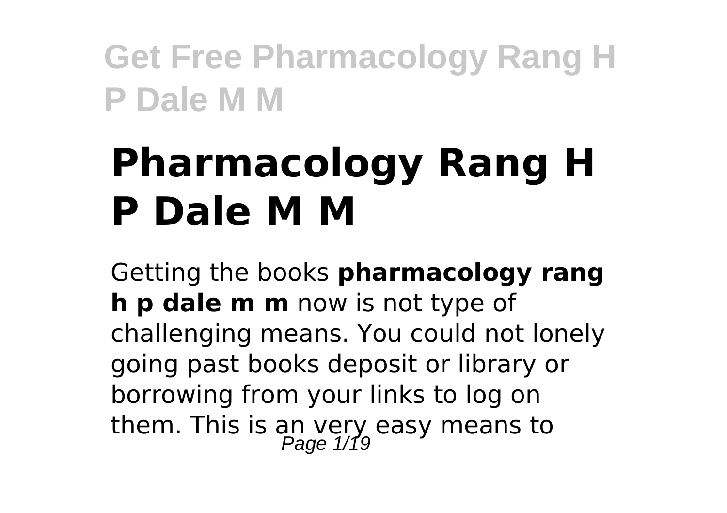# Pharmacology Rang H P Dale M M

Getting the books **pharmacology rang h p dale m m** now is not type of challenging means. You could not lonely going past books deposit or library or borrowing from your links to log on them. This is an very easy means to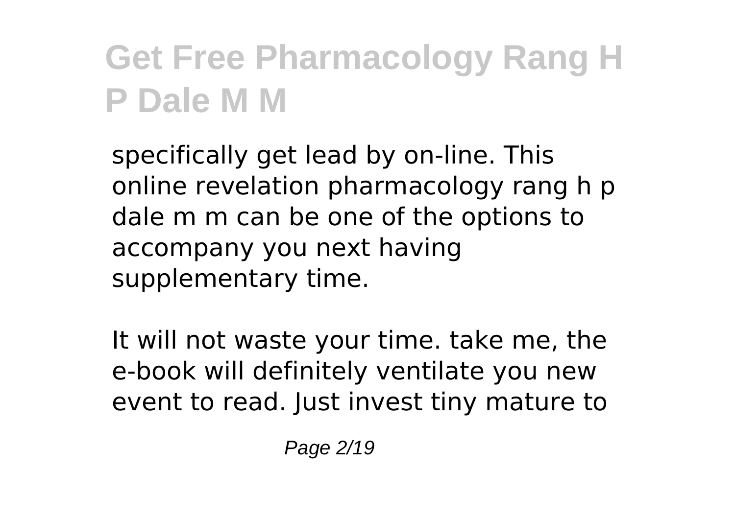specifically get lead by on-line. This online revelation pharmacology rang h p dale m m can be one of the options to accompany you next having supplementary time.

It will not waste your time. take me, the e-book will definitely ventilate you new event to read. Just invest tiny mature to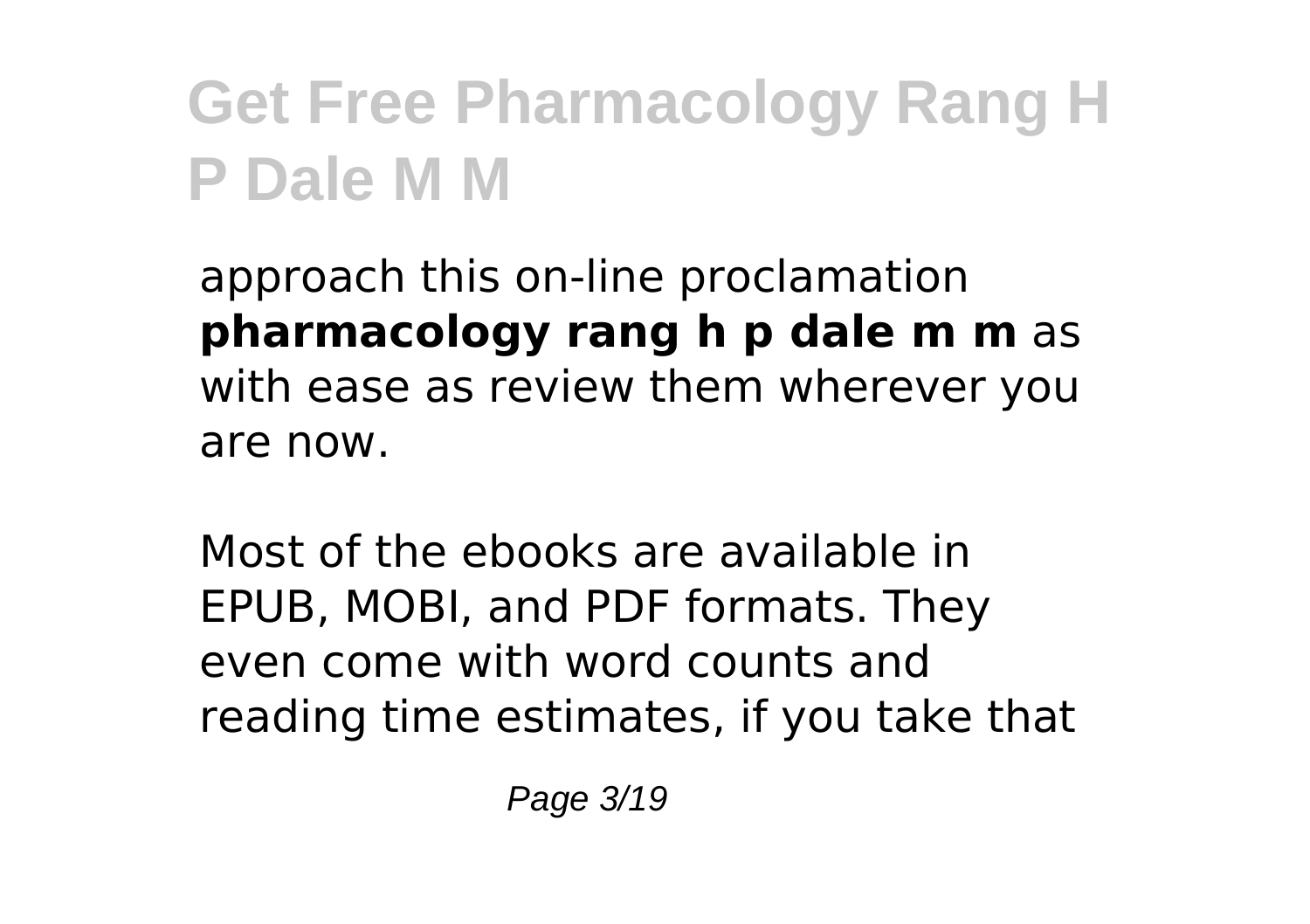approach this on-line proclamation **pharmacology rang h p dale m m** as with ease as review them wherever you are now.

Most of the ebooks are available in EPUB, MOBI, and PDF formats. They even come with word counts and reading time estimates, if you take that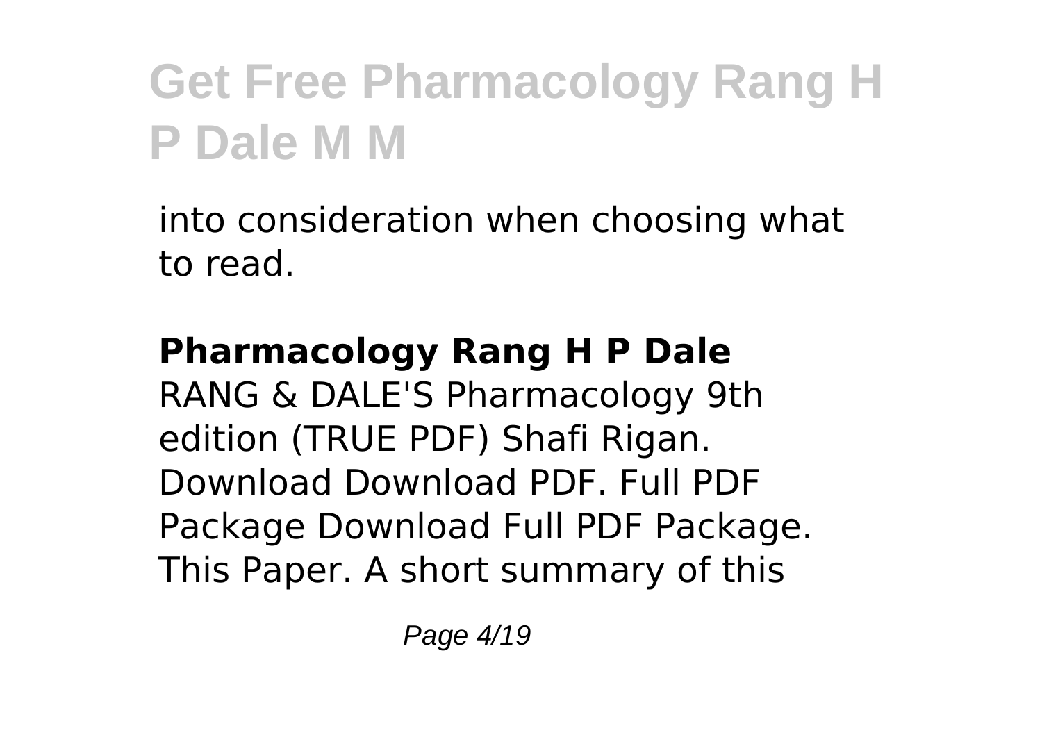into consideration when choosing what to read.

**Pharmacology Rang H P Dale**

RANG & DALE'S Pharmacology 9th edition (TRUE PDF) Shafi Rigan. Download Download PDF. Full PDF Package Download Full PDF Package. This Paper. A short summary of this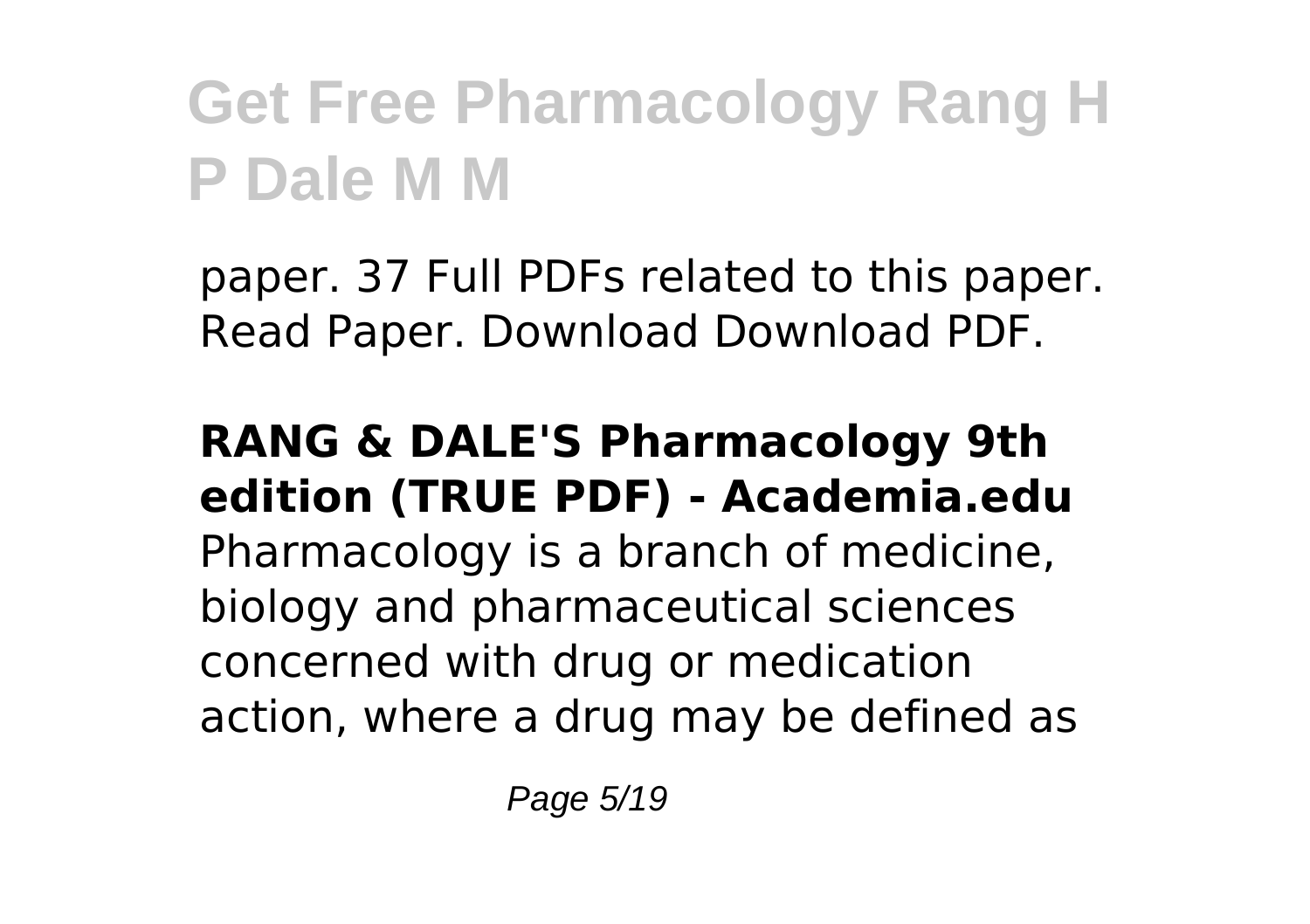paper. 37 Full PDFs related to this paper. Read Paper. Download Download PDF.

**RANG & DALE'S Pharmacology 9th edition (TRUE PDF) - Academia.edu**

Pharmacology is a branch of medicine, biology and pharmaceutical sciences concerned with drug or medication action, where a drug may be defined as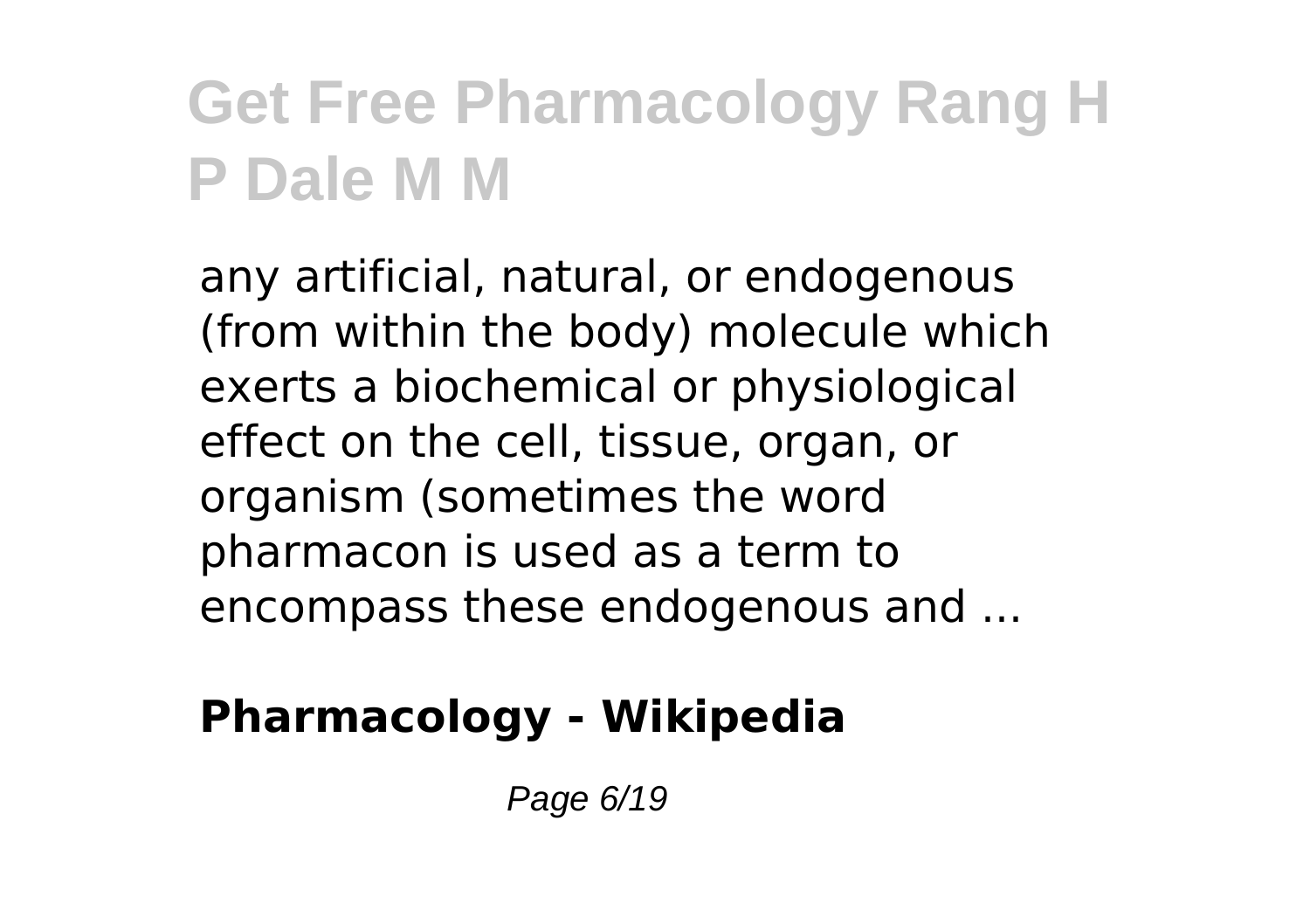any artificial, natural, or endogenous (from within the body) molecule which exerts a biochemical or physiological effect on the cell, tissue, organ, or organism (sometimes the word pharmacon is used as a term to encompass these endogenous and ...

**Pharmacology - Wikipedia**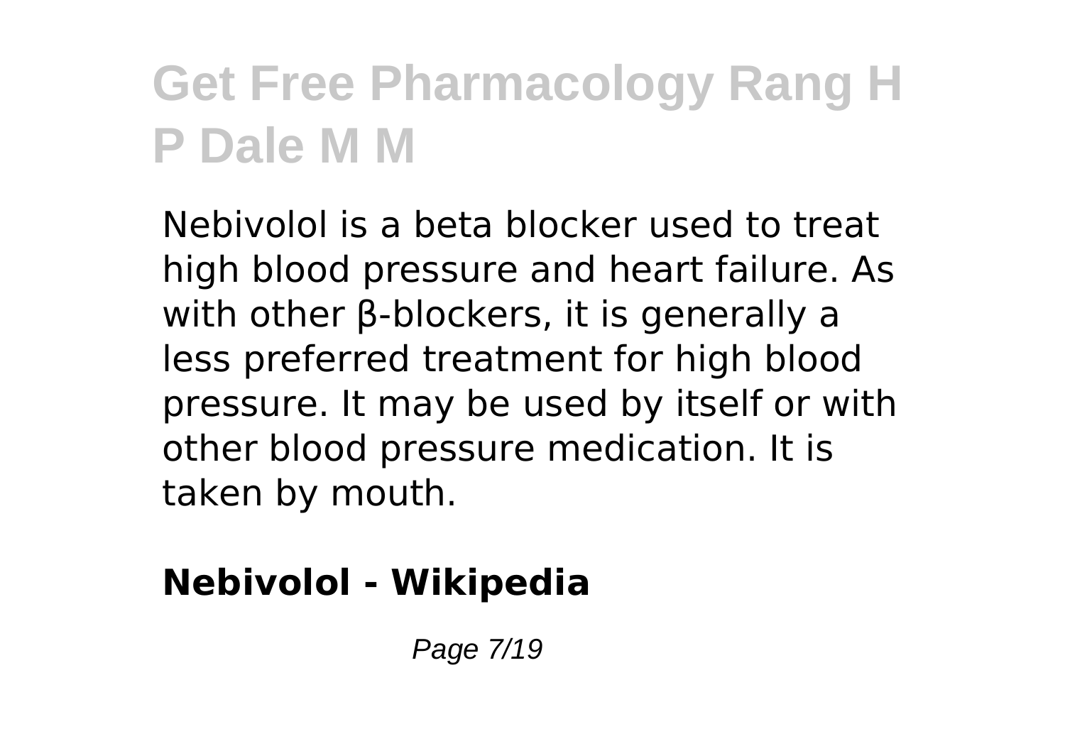Nebivolol is a beta blocker used to treat high blood pressure and heart failure. As with other β-blockers, it is generally a less preferred treatment for high blood pressure. It may be used by itself or with other blood pressure medication. It is taken by mouth.

**Nebivolol - Wikipedia**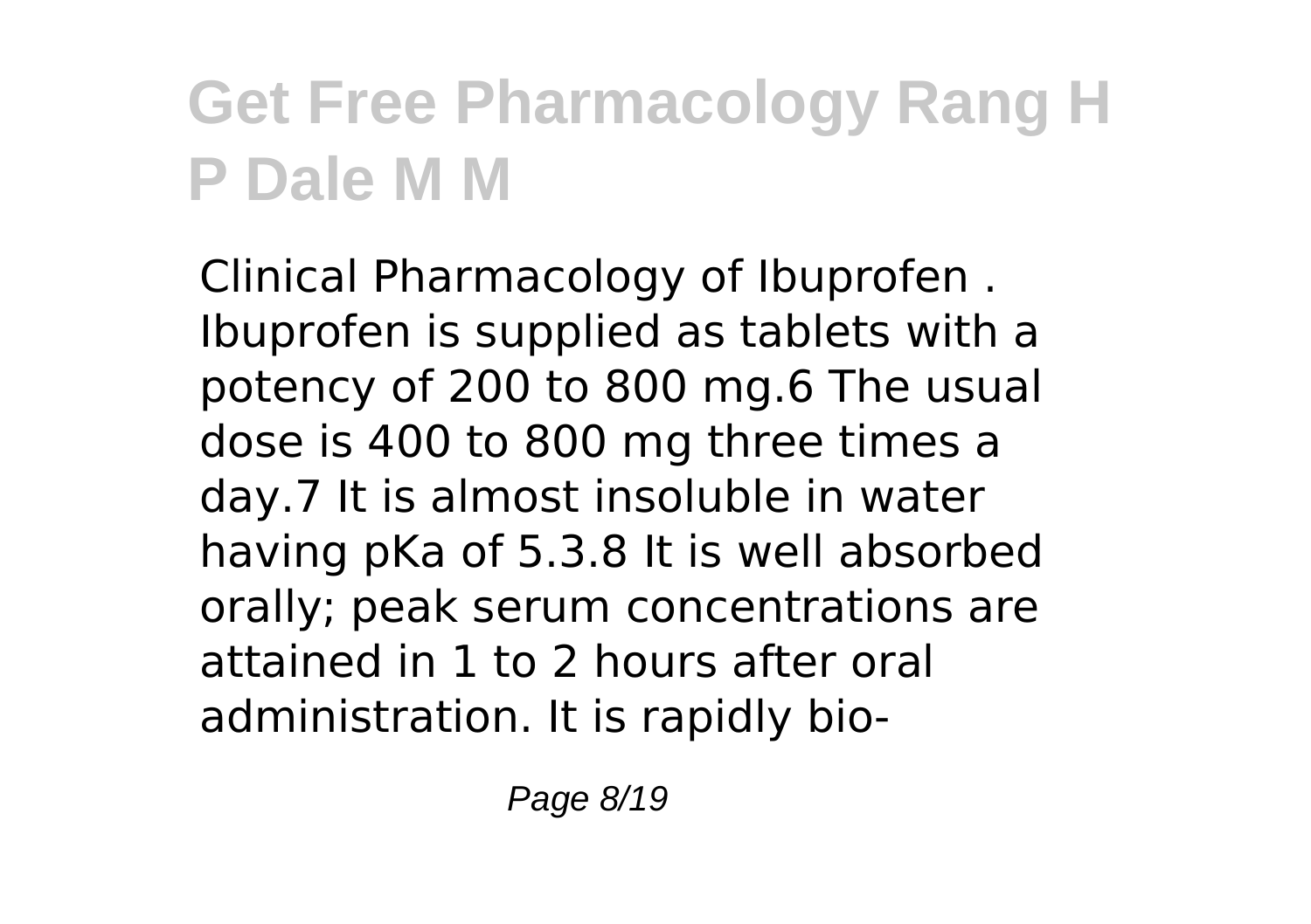Clinical Pharmacology of Ibuprofen . Ibuprofen is supplied as tablets with a potency of 200 to 800 mg.[6] The usual dose is 400 to 800 mg three times a day.[7] It is almost insoluble in water having pKa of 5.3.[8] It is well absorbed orally; peak serum concentrations are attained in 1 to 2 hours after oral administration. It is rapidly bio-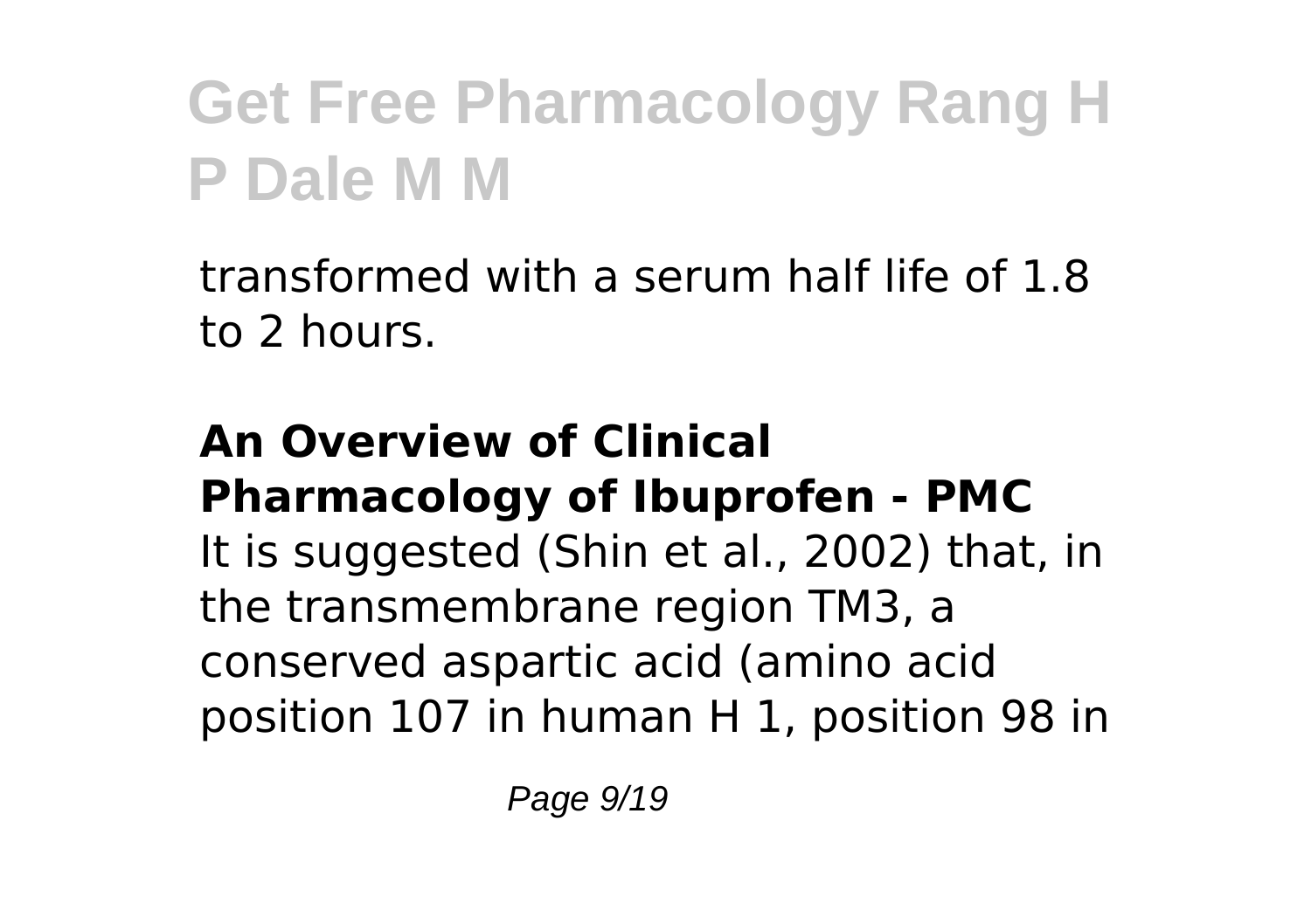transformed with a serum half life of 1.8 to 2 hours.

**An Overview of Clinical Pharmacology of Ibuprofen - PMC**

It is suggested (Shin et al., 2002) that, in the transmembrane region TM3, a conserved aspartic acid (amino acid position 107 in human H 1, position 98 in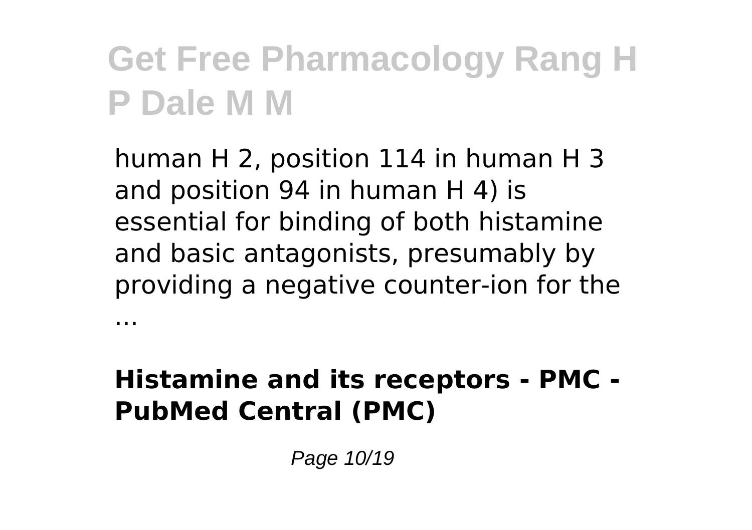human H 2, position 114 in human H 3 and position 94 in human H 4) is essential for binding of both histamine and basic antagonists, presumably by providing a negative counter-ion for the ...

**Histamine and its receptors - PMC - PubMed Central (PMC)**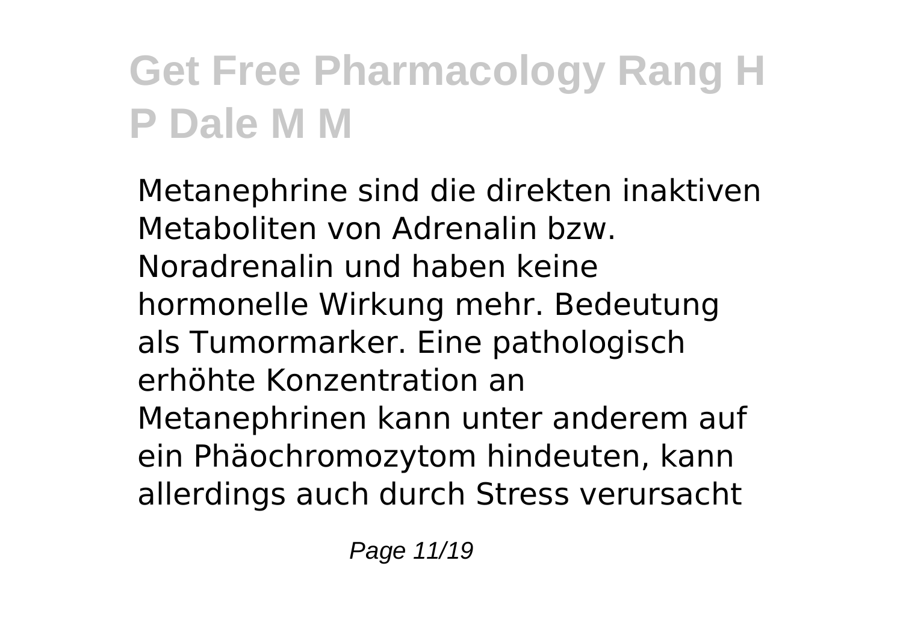Metanephrine sind die direkten inaktiven Metaboliten von Adrenalin bzw. Noradrenalin und haben keine hormonelle Wirkung mehr. Bedeutung als Tumormarker. Eine pathologisch erhöhte Konzentration an Metanephrinen kann unter anderem auf ein Phäochromozytom hindeuten, kann allerdings auch durch Stress verursacht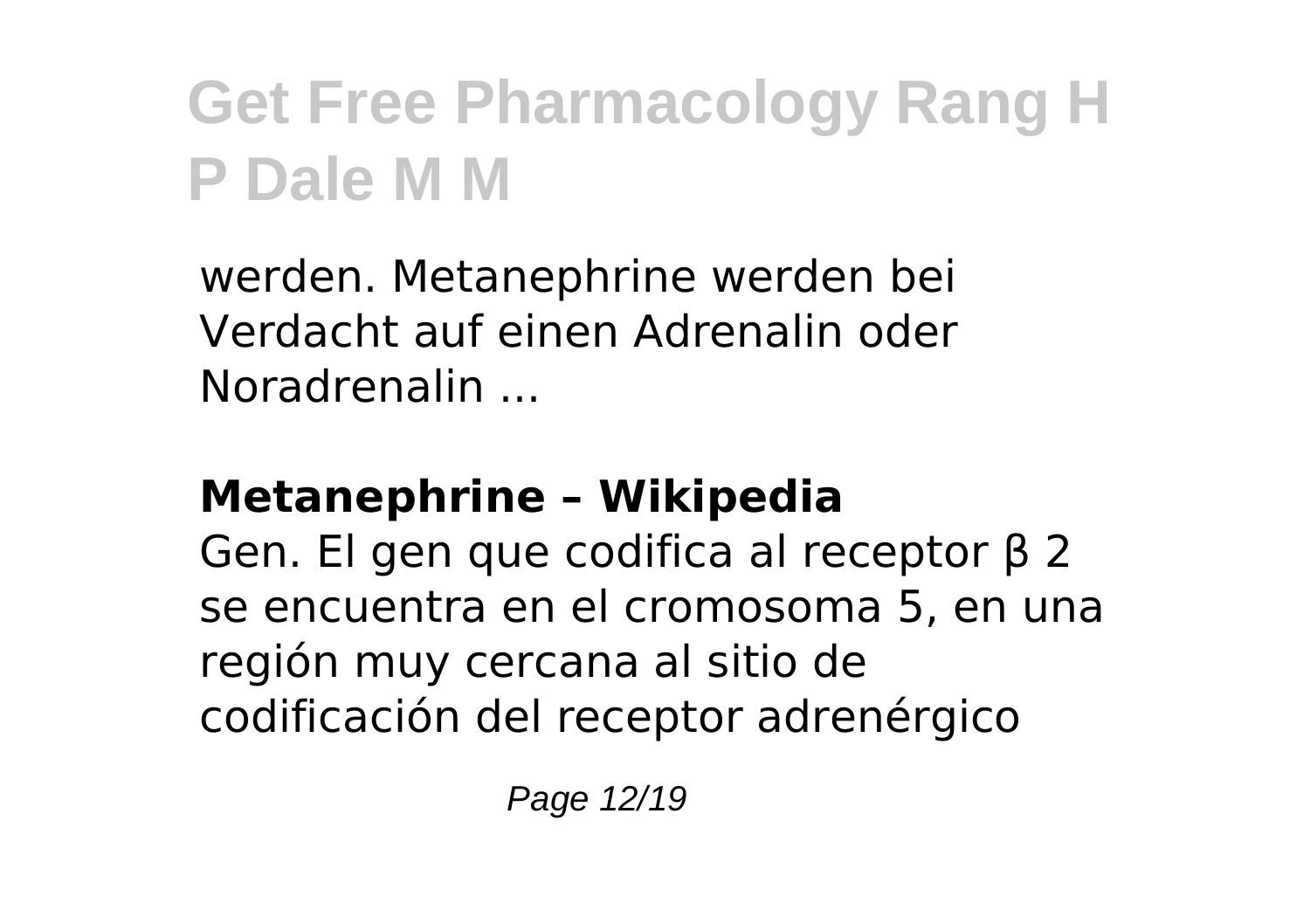werden. Metanephrine werden bei Verdacht auf einen Adrenalin oder Noradrenalin ...

**Metanephrine – Wikipedia**

Gen. El gen que codifica al receptor β 2 se encuentra en el cromosoma 5, en una región muy cercana al sitio de codificación del receptor adrenérgico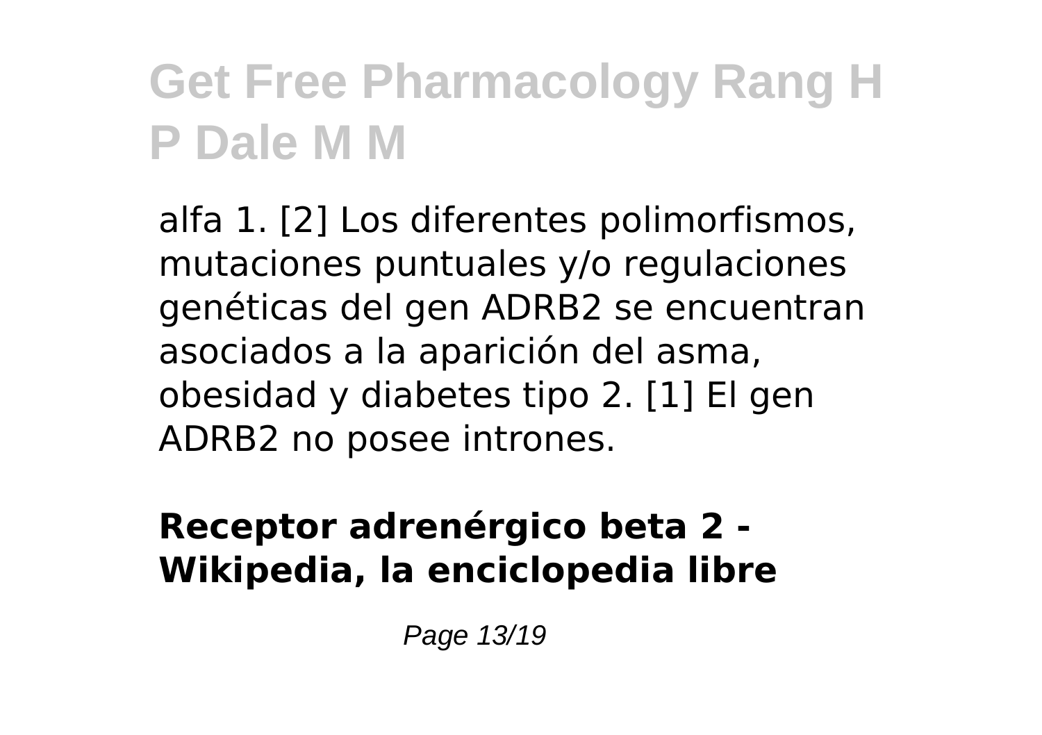alfa 1. [2] Los diferentes polimorfismos, mutaciones puntuales y/o regulaciones genéticas del gen ADRB2 se encuentran asociados a la aparición del asma, obesidad y diabetes tipo 2. [1] El gen ADRB2 no posee intrones.

**Receptor adrenérgico beta 2 - Wikipedia, la enciclopedia libre**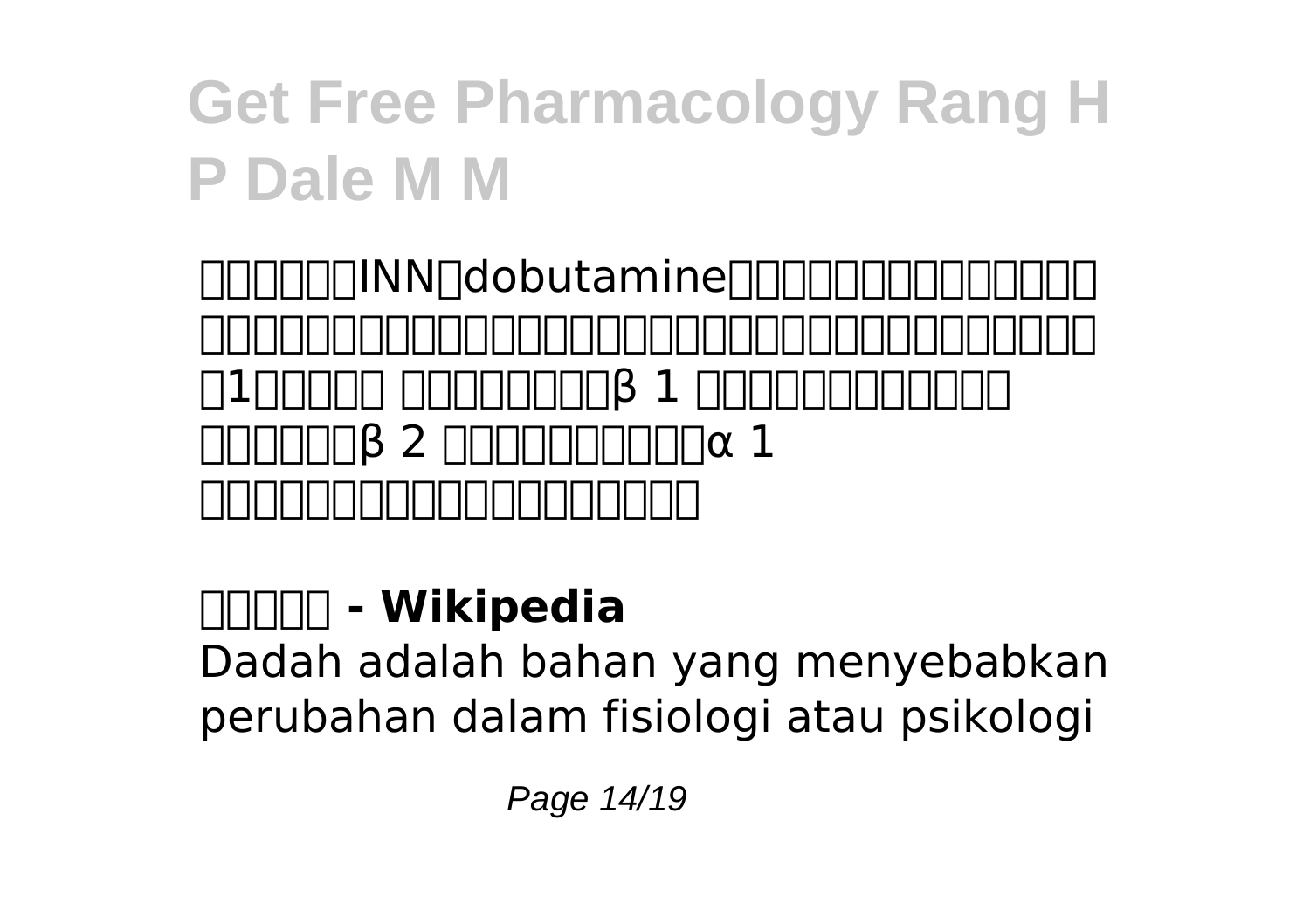□□□□□□INN□dobutamine□□□□□□□□□□□□□□□□□□□□□□□□□□□□□□□□□□□□□□□□□□□□□□□□□□□1□□□□□□ □□□□□□□□β 1 □□□□□□□□□□□□□□□□□□□β 2 □□□□□□□□□□α 1 □□□□□□□□□□□□□□□□□□□□

**□□□□□ - Wikipedia**

Dadah adalah bahan yang menyebabkan perubahan dalam fisiologi atau psikologi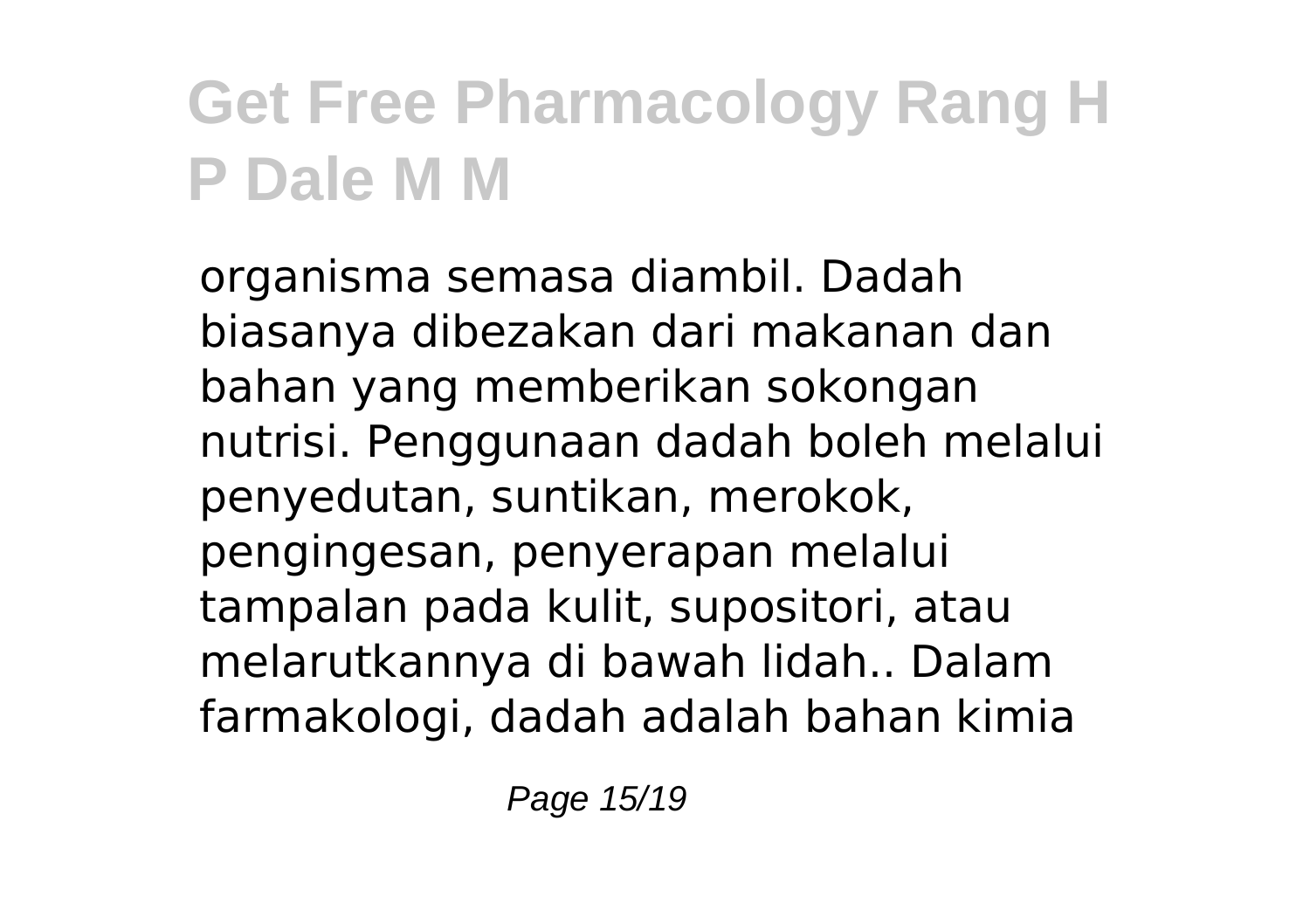organisma semasa diambil. Dadah biasanya dibezakan dari makanan dan bahan yang memberikan sokongan nutrisi. Penggunaan dadah boleh melalui penyedutan, suntikan, merokok, pengingesan, penyerapan melalui tampalan pada kulit, supositori, atau melarutkannya di bawah lidah.. Dalam farmakologi, dadah adalah bahan kimia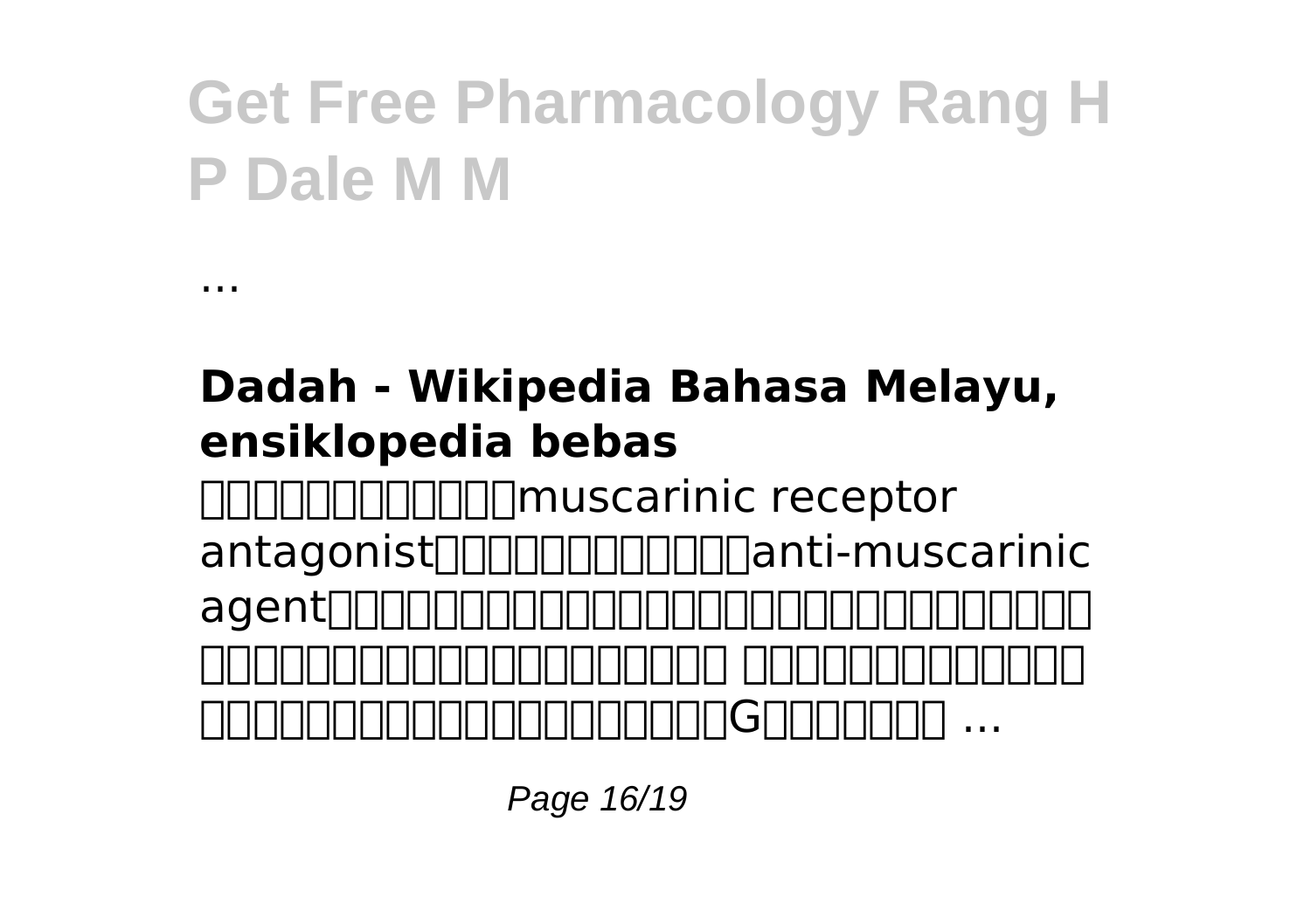...

**Dadah - Wikipedia Bahasa Melayu, ensiklopedia bebas**

□□□□□□□□□□□□muscarinic receptor antagonist□□□□□□□□□□□□anti-muscarinic agent□□□□□□□□□□□□□□□□□□□□□□□□□□□□□□□□□□□□□□□□□□□□□□□□□□□ □□□□□□□□□□□□□□□□□□□□□□□□□□□□□□□□□□□□□□□□□□G□□□□□□□ ...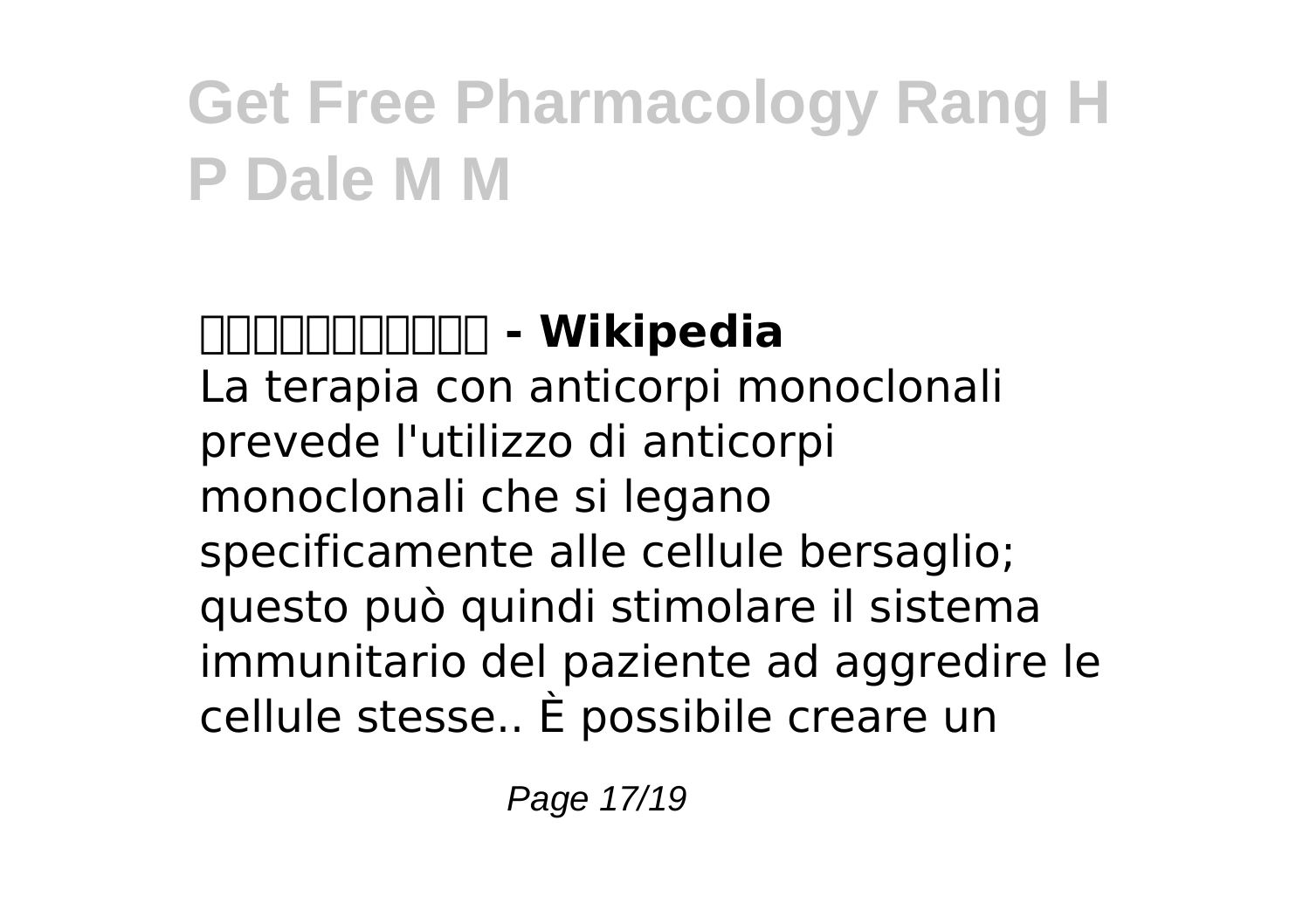### □□□□□□□□□□□ - Wikipedia

La terapia con anticorpi monoclonali prevede l'utilizzo di anticorpi monoclonali che si legano specificamente alle cellule bersaglio; questo può quindi stimolare il sistema immunitario del paziente ad aggredire le cellule stesse.. È possibile creare un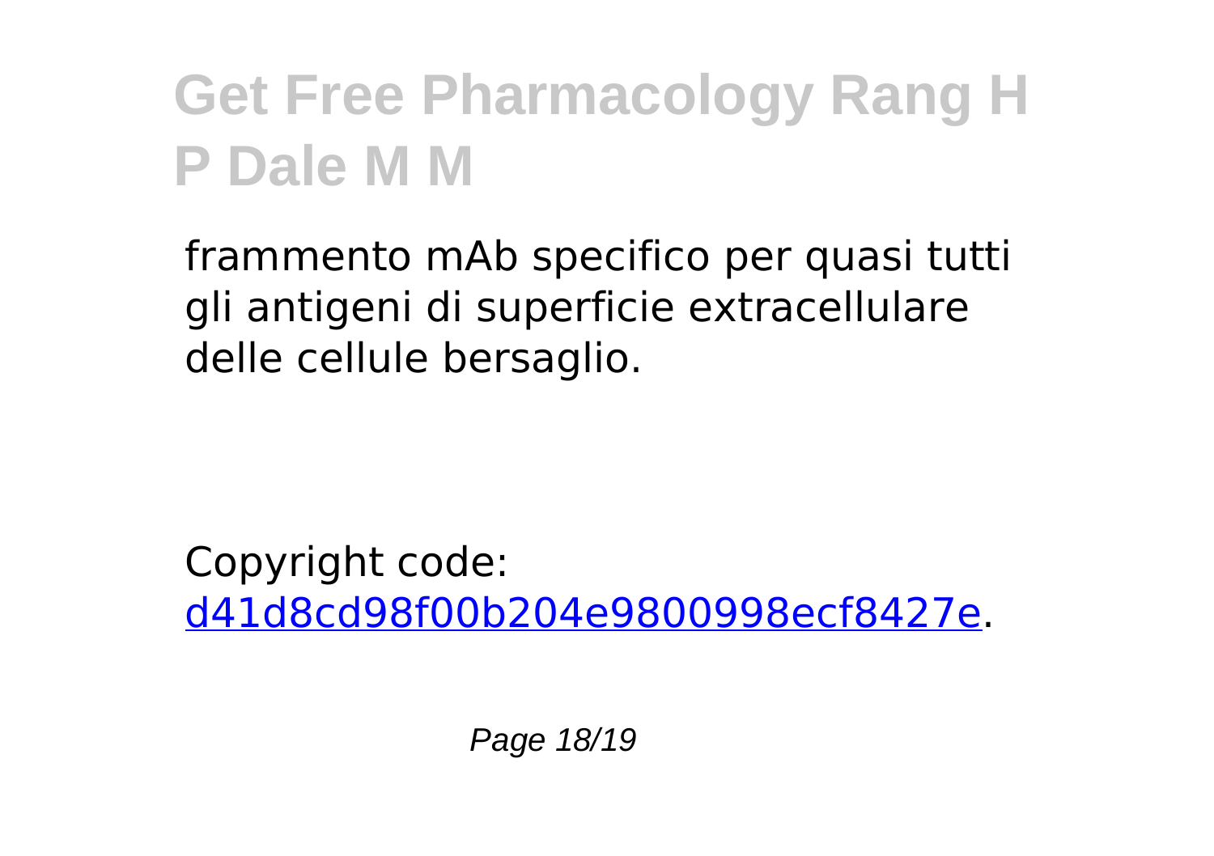frammento mAb specifico per quasi tutti gli antigeni di superficie extracellulare delle cellule bersaglio.

Copyright code: [d41d8cd98f00b204e9800998ecf8427e](d41d8cd98f00b204e9800998ecf8427e).